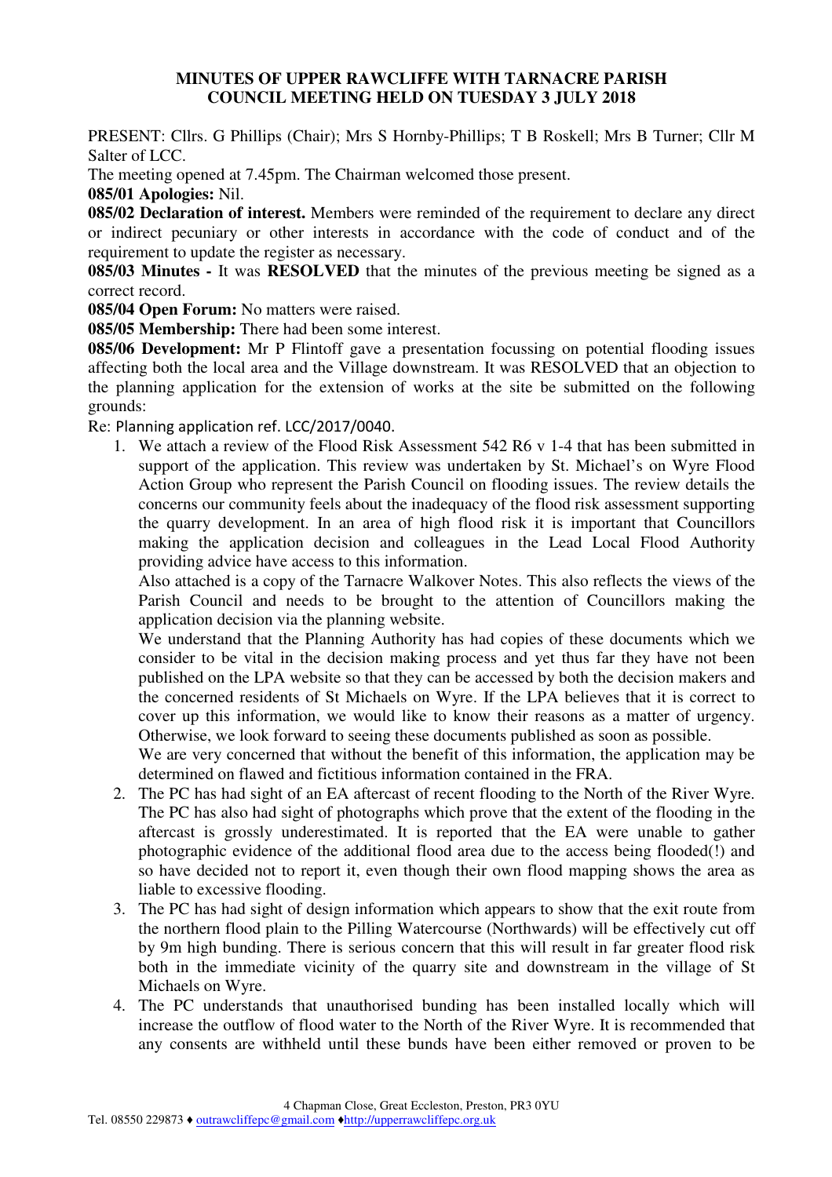# MINUTES OF UPPER RAWCLIFFE WITH TARNACRE PARISH COUNCIL MEETING HELD ON TUESDAY 3 JULY 2018

PRESENT: Cllrs. G Phillips (Chair); Mrs S Hornby-Phillips; T B Roskell; Mrs B Turner; Cllr M Salter of LCC.

The meeting opened at 7.45pm. The Chairman welcomed those present.

**085/01 Apologies:** Nil.

**085/02 Declaration of interest.** Members were reminded of the requirement to declare any direct or indirect pecuniary or other interests in accordance with the code of conduct and of the requirement to update the register as necessary.

**085/03 Minutes -** It was **RESOLVED** that the minutes of the previous meeting be signed as a correct record.

**085/04 Open Forum:** No matters were raised.

**085/05 Membership:** There had been some interest.

**085/06 Development:** Mr P Flintoff gave a presentation focussing on potential flooding issues affecting both the local area and the Village downstream. It was RESOLVED that an objection to the planning application for the extension of works at the site be submitted on the following grounds:

Re: Planning application ref. LCC/2017/0040.

1. We attach a review of the Flood Risk Assessment 542 R6 v 1-4 that has been submitted in support of the application. This review was undertaken by St. Michael's on Wyre Flood Action Group who represent the Parish Council on flooding issues. The review details the concerns our community feels about the inadequacy of the flood risk assessment supporting the quarry development. In an area of high flood risk it is important that Councillors making the application decision and colleagues in the Lead Local Flood Authority providing advice have access to this information.

   Also attached is a copy of the Tarnacre Walkover Notes. This also reflects the views of the Parish Council and needs to be brought to the attention of Councillors making the application decision via the planning website.

   We understand that the Planning Authority has had copies of these documents which we consider to be vital in the decision making process and yet thus far they have not been published on the LPA website so that they can be accessed by both the decision makers and the concerned residents of St Michaels on Wyre. If the LPA believes that it is correct to cover up this information, we would like to know their reasons as a matter of urgency. Otherwise, we look forward to seeing these documents published as soon as possible.

   We are very concerned that without the benefit of this information, the application may be determined on flawed and fictitious information contained in the FRA.

2. The PC has had sight of an EA aftercast of recent flooding to the North of the River Wyre. The PC has also had sight of photographs which prove that the extent of the flooding in the aftercast is grossly underestimated. It is reported that the EA were unable to gather photographic evidence of the additional flood area due to the access being flooded(!) and so have decided not to report it, even though their own flood mapping shows the area as liable to excessive flooding.

3. The PC has had sight of design information which appears to show that the exit route from the northern flood plain to the Pilling Watercourse (Northwards) will be effectively cut off by 9m high bunding. There is serious concern that this will result in far greater flood risk both in the immediate vicinity of the quarry site and downstream in the village of St Michaels on Wyre.

4. The PC understands that unauthorised bunding has been installed locally which will increase the outflow of flood water to the North of the River Wyre. It is recommended that any consents are withheld until these bunds have been either removed or proven to be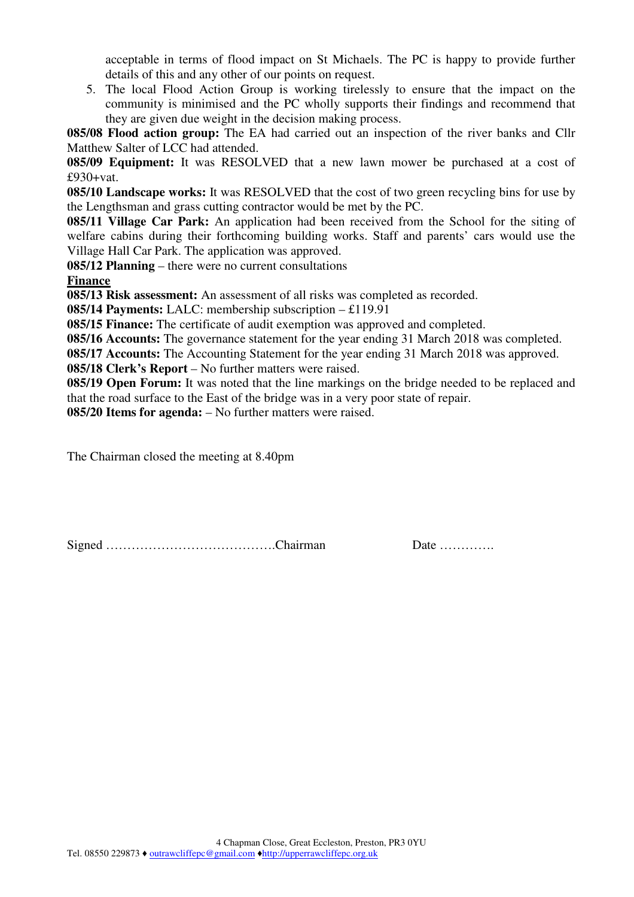acceptable in terms of flood impact on St Michaels. The PC is happy to provide further details of this and any other of our points on request.

5. The local Flood Action Group is working tirelessly to ensure that the impact on the community is minimised and the PC wholly supports their findings and recommend that they are given due weight in the decision making process.

**085/08 Flood action group:** The EA had carried out an inspection of the river banks and Cllr Matthew Salter of LCC had attended.

**085/09 Equipment:** It was RESOLVED that a new lawn mower be purchased at a cost of £930+vat.

**085/10 Landscape works:** It was RESOLVED that the cost of two green recycling bins for use by the Lengthsman and grass cutting contractor would be met by the PC.

**085/11 Village Car Park:** An application had been received from the School for the siting of welfare cabins during their forthcoming building works. Staff and parents' cars would use the Village Hall Car Park. The application was approved.

**085/12 Planning** – there were no current consultations

**<u>Finance</u>**

**085/13 Risk assessment:** An assessment of all risks was completed as recorded.

**085/14 Payments:** LALC: membership subscription – £119.91

**085/15 Finance:** The certificate of audit exemption was approved and completed.

**085/16 Accounts:** The governance statement for the year ending 31 March 2018 was completed.

**085/17 Accounts:** The Accounting Statement for the year ending 31 March 2018 was approved.

**085/18 Clerk's Report** – No further matters were raised.

**085/19 Open Forum:** It was noted that the line markings on the bridge needed to be replaced and that the road surface to the East of the bridge was in a very poor state of repair.

**085/20 Items for agenda:** – No further matters were raised.

The Chairman closed the meeting at 8.40pm

Signed ………………………………….Chairman Date ………….

4 Chapman Close, Great Eccleston, Preston, PR3 0YU
Tel. 08550 229873 ♦ outrawcliffepc@gmail.com ♦http://upperrawcliffepc.org.uk